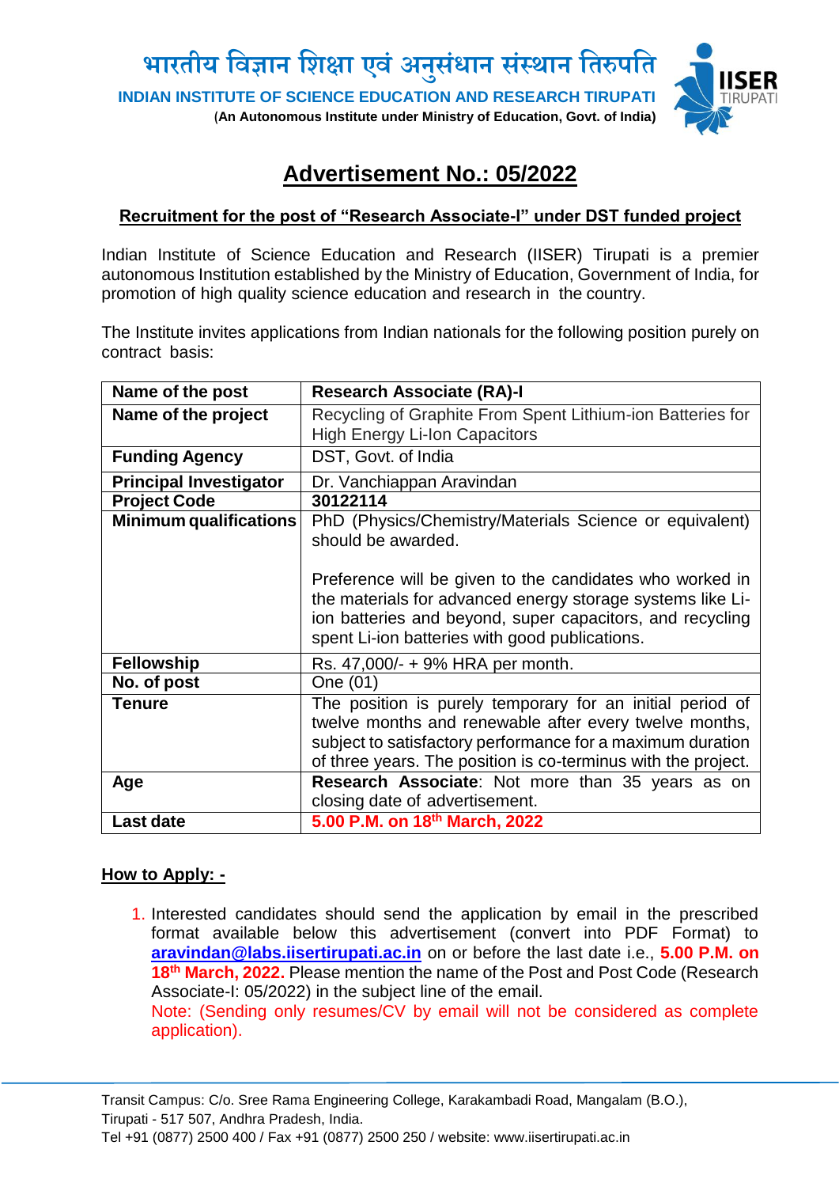भारतीय विज्ञान शिक्षा एवं अनुसंधान संस्थान तिरुपति

**INDIAN INSTITUTE OF SCIENCE EDUCATION AND RESEARCH TIRUPATI**

**(An Autonomous Institute under Ministry of Education, Govt. of India)**

# Advertisement No.: 05/2022

## Recruitment for the post of "Research Associate-I" under DST funded project

Indian Institute of Science Education and Research (IISER) Tirupati is a premier autonomous Institution established by the Ministry of Education, Government of India, for promotion of high quality science education and research in the country.

The Institute invites applications from Indian nationals for the following position purely on contract basis:

| **Name of the post** | **Research Associate (RA)-I** |
|---|---|
| **Name of the project** | Recycling of Graphite From Spent Lithium-ion Batteries for High Energy Li-Ion Capacitors |
| **Funding Agency** | DST, Govt. of India |
| **Principal Investigator** | Dr. Vanchiappan Aravindan |
| **Project Code** | **30122114** |
| **Minimum qualifications** | PhD (Physics/Chemistry/Materials Science or equivalent) should be awarded.<br><br>Preference will be given to the candidates who worked in the materials for advanced energy storage systems like Li-ion batteries and beyond, super capacitors, and recycling spent Li-ion batteries with good publications. |
| **Fellowship** | Rs. 47,000/- + 9% HRA per month. |
| **No. of post** | One (01) |
| **Tenure** | The position is purely temporary for an initial period of twelve months and renewable after every twelve months, subject to satisfactory performance for a maximum duration of three years. The position is co-terminus with the project. |
| **Age** | **Research Associate**: Not more than 35 years as on closing date of advertisement. |
| **Last date** | **5.00 P.M. on 18th March, 2022** |

## How to Apply: -

1. Interested candidates should send the application by email in the prescribed format available below this advertisement (convert into PDF Format) to **aravindan@labs.iisertirupati.ac.in** on or before the last date i.e., **5.00 P.M. on 18th March, 2022.** Please mention the name of the Post and Post Code (Research Associate-I: 05/2022) in the subject line of the email.
   Note: (Sending only resumes/CV by email will not be considered as complete application).

Transit Campus: C/o. Sree Rama Engineering College, Karakambadi Road, Mangalam (B.O.), Tirupati - 517 507, Andhra Pradesh, India.
Tel +91 (0877) 2500 400 / Fax +91 (0877) 2500 250 / website: www.iisertirupati.ac.in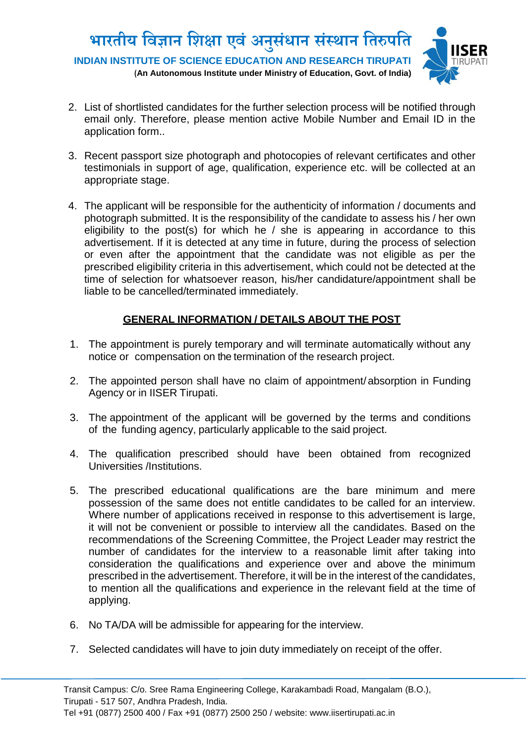2. List of shortlisted candidates for the further selection process will be notified through email only. Therefore, please mention active Mobile Number and Email ID in the application form..

3. Recent passport size photograph and photocopies of relevant certificates and other testimonials in support of age, qualification, experience etc. will be collected at an appropriate stage.

4. The applicant will be responsible for the authenticity of information / documents and photograph submitted. It is the responsibility of the candidate to assess his / her own eligibility to the post(s) for which he / she is appearing in accordance to this advertisement. If it is detected at any time in future, during the process of selection or even after the appointment that the candidate was not eligible as per the prescribed eligibility criteria in this advertisement, which could not be detected at the time of selection for whatsoever reason, his/her candidature/appointment shall be liable to be cancelled/terminated immediately.

## GENERAL INFORMATION / DETAILS ABOUT THE POST

1. The appointment is purely temporary and will terminate automatically without any notice or compensation on the termination of the research project.

2. The appointed person shall have no claim of appointment/ absorption in Funding Agency or in IISER Tirupati.

3. The appointment of the applicant will be governed by the terms and conditions of the funding agency, particularly applicable to the said project.

4. The qualification prescribed should have been obtained from recognized Universities /Institutions.

5. The prescribed educational qualifications are the bare minimum and mere possession of the same does not entitle candidates to be called for an interview. Where number of applications received in response to this advertisement is large, it will not be convenient or possible to interview all the candidates. Based on the recommendations of the Screening Committee, the Project Leader may restrict the number of candidates for the interview to a reasonable limit after taking into consideration the qualifications and experience over and above the minimum prescribed in the advertisement. Therefore, it will be in the interest of the candidates, to mention all the qualifications and experience in the relevant field at the time of applying.

6. No TA/DA will be admissible for appearing for the interview.

7. Selected candidates will have to join duty immediately on receipt of the offer.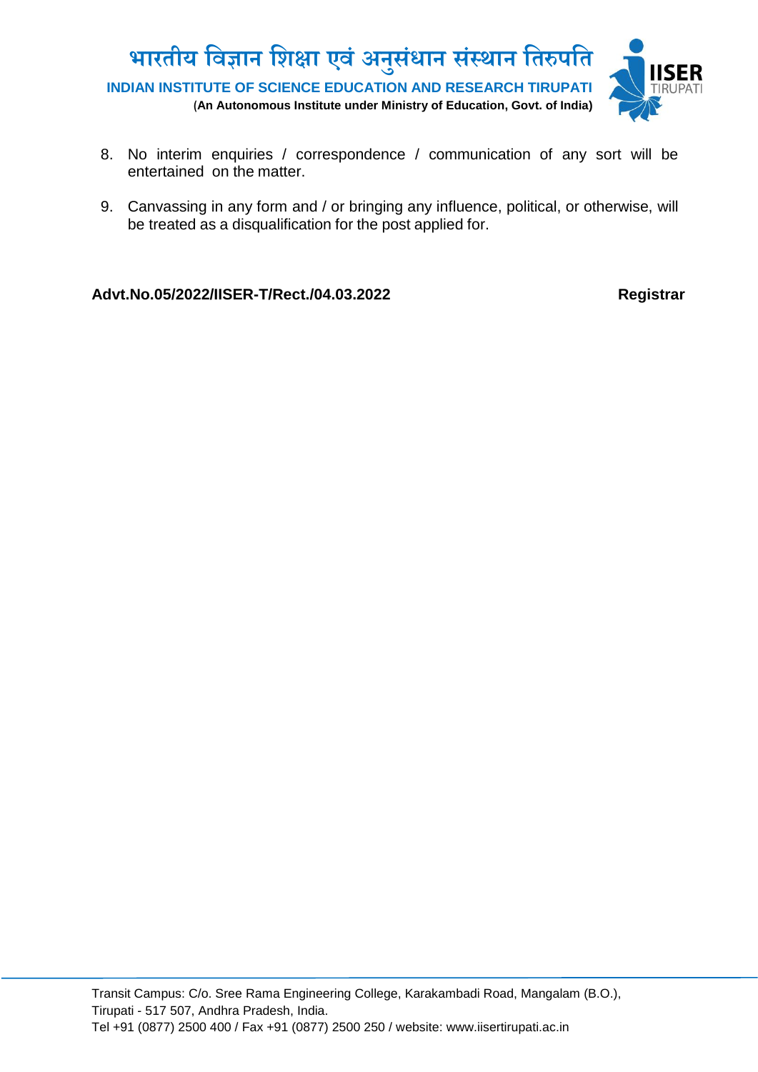8. No interim enquiries / correspondence / communication of any sort will be entertained on the matter.

9. Canvassing in any form and / or bringing any influence, political, or otherwise, will be treated as a disqualification for the post applied for.

**Advt.No.05/2022/IISER-T/Rect./04.03.2022** **Registrar**